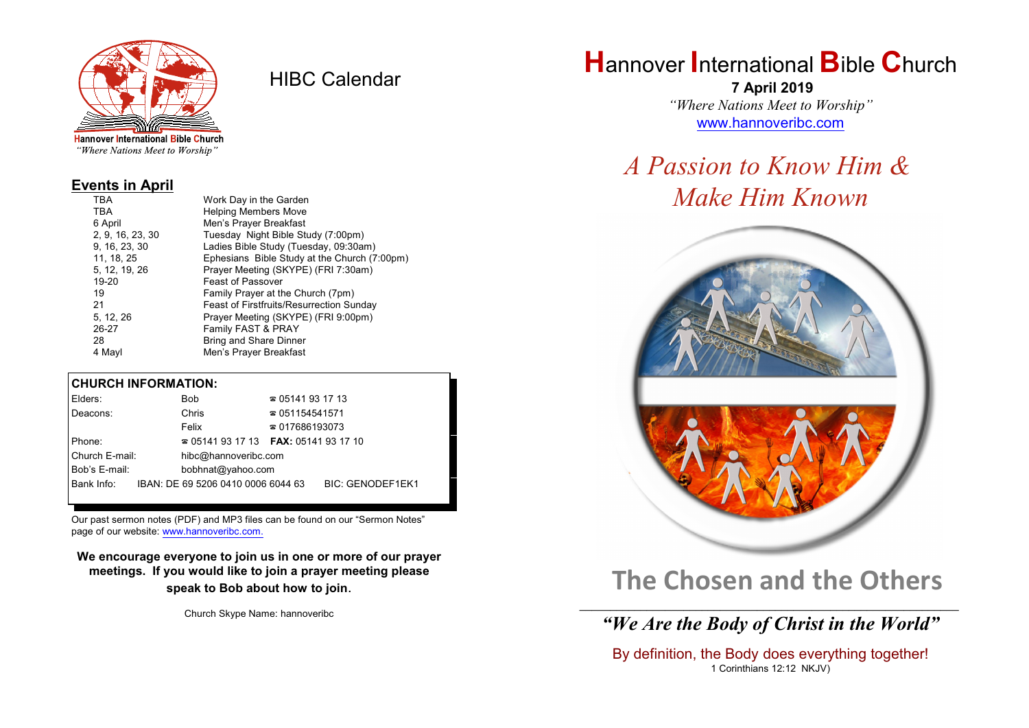Hannover International Bible Church
*"Where Nations Meet to Worship"*

# HIBC Calendar

## Events in April

| | |
|---|---|
| TBA | Work Day in the Garden |
| TBA | Helping Members Move |
| 6 April | Men's Prayer Breakfast |
| 2, 9, 16, 23, 30 | Tuesday Night Bible Study (7:00pm) |
| 9, 16, 23, 30 | Ladies Bible Study (Tuesday, 09:30am) |
| 11, 18, 25 | Ephesians Bible Study at the Church (7:00pm) |
| 5, 12, 19, 26 | Prayer Meeting (SKYPE) (FRI 7:30am) |
| 19-20 | Feast of Passover |
| 19 | Family Prayer at the Church (7pm) |
| 21 | Feast of Firstfruits/Resurrection Sunday |
| 5, 12, 26 | Prayer Meeting (SKYPE) (FRI 9:00pm) |
| 26-27 | Family FAST & PRAY |
| 28 | Bring and Share Dinner |
| 4 Mayl | Men's Prayer Breakfast |

## CHURCH INFORMATION:

| | | |
|---|---|---|
| Elders: | Bob | ☎ 05141 93 17 13 |
| Deacons: | Chris | ☎ 051154541571 |
| | Felix | ☎ 017686193073 |
| Phone: | ☎ 05141 93 17 13 | **FAX:** 05141 93 17 10 |
| Church E-mail: | hibc@hannoveribc.com | |
| Bob's E-mail: | bobhnat@yahoo.com | |
| Bank Info: | IBAN: DE 69 5206 0410 0006 6044 63 | BIC: GENODEF1EK1 |

Our past sermon notes (PDF) and MP3 files can be found on our "Sermon Notes" page of our website: www.hannoveribc.com.

**We encourage everyone to join us in one or more of our prayer meetings. If you would like to join a prayer meeting please speak to Bob about how to join.**

Church Skype Name: hannoveribc

# Hannover International Bible Church

**7 April 2019**

*"Where Nations Meet to Worship"*

www.hannoveribc.com

## *A Passion to Know Him & Make Him Known*

# The Chosen and the Others

---

***"We Are the Body of Christ in the World"***

By definition, the Body does everything together!
1 Corinthians 12:12 NKJV)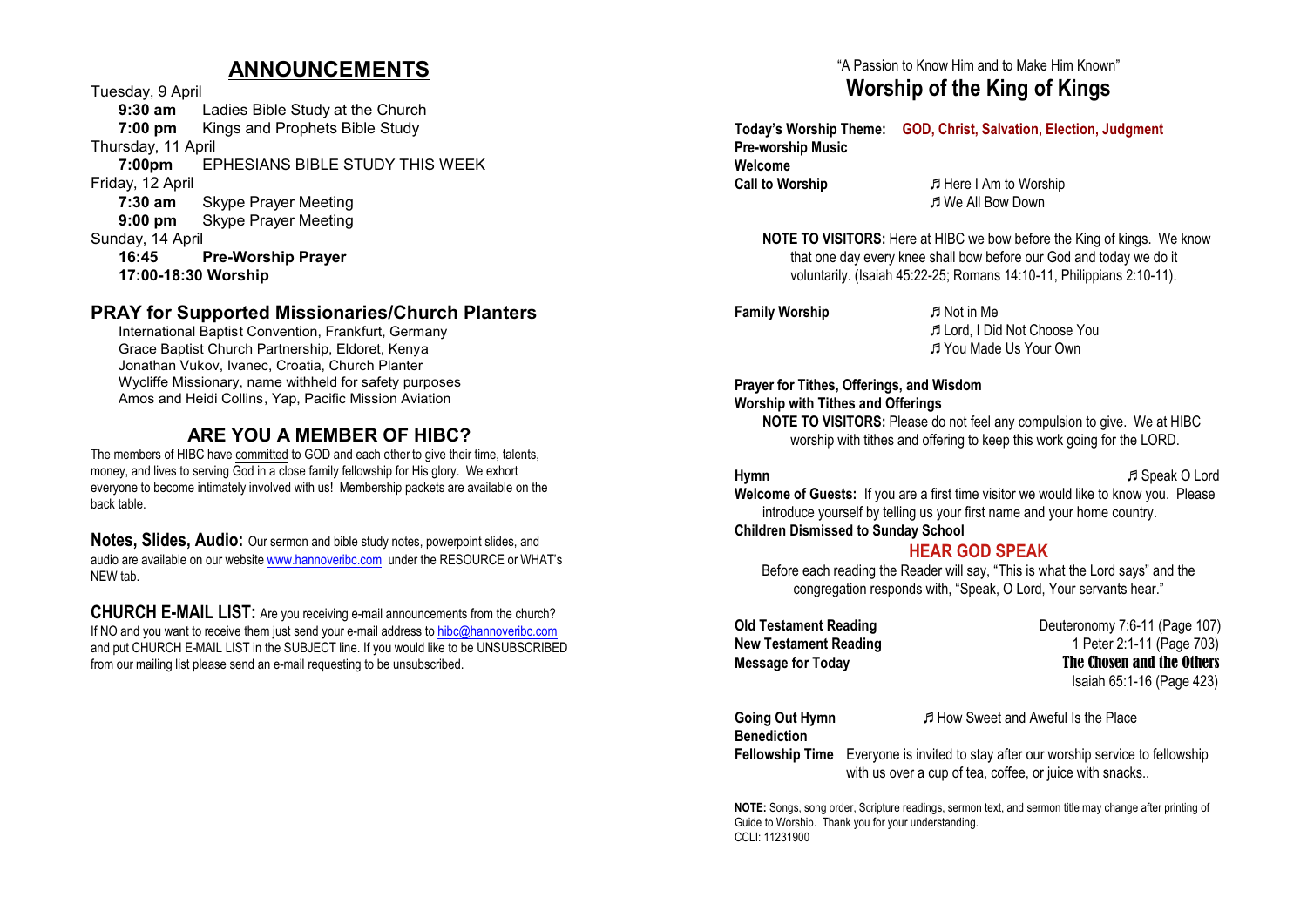## ANNOUNCEMENTS

Tuesday, 9 April
**9:30 am** Ladies Bible Study at the Church
**7:00 pm** Kings and Prophets Bible Study

Thursday, 11 April
**7:00pm** EPHESIANS BIBLE STUDY THIS WEEK

Friday, 12 April
**7:30 am** Skype Prayer Meeting
**9:00 pm** Skype Prayer Meeting

Sunday, 14 April
**16:45** **Pre-Worship Prayer**
**17:00-18:30 Worship**

### PRAY for Supported Missionaries/Church Planters

International Baptist Convention, Frankfurt, Germany
Grace Baptist Church Partnership, Eldoret, Kenya
Jonathan Vukov, Ivanec, Croatia, Church Planter
Wycliffe Missionary, name withheld for safety purposes
Amos and Heidi Collins, Yap, Pacific Mission Aviation

### ARE YOU A MEMBER OF HIBC?

The members of HIBC have committed to GOD and each other to give their time, talents, money, and lives to serving God in a close family fellowship for His glory. We exhort everyone to become intimately involved with us! Membership packets are available on the back table.

**Notes, Slides, Audio:** Our sermon and bible study notes, powerpoint slides, and audio are available on our website www.hannoveribc.com under the RESOURCE or WHAT's NEW tab.

**CHURCH E-MAIL LIST:** Are you receiving e-mail announcements from the church? If NO and you want to receive them just send your e-mail address to hibc@hannoveribc.com and put CHURCH E-MAIL LIST in the SUBJECT line. If you would like to be UNSUBSCRIBED from our mailing list please send an e-mail requesting to be unsubscribed.

"A Passion to Know Him and to Make Him Known"

# Worship of the King of Kings

**Today's Worship Theme:** **GOD, Christ, Salvation, Election, Judgment**

**Pre-worship Music**

**Welcome**

**Call to Worship** ♬ Here I Am to Worship
♬ We All Bow Down

**NOTE TO VISITORS:** Here at HIBC we bow before the King of kings. We know that one day every knee shall bow before our God and today we do it voluntarily. (Isaiah 45:22-25; Romans 14:10-11, Philippians 2:10-11).

**Family Worship** ♬ Not in Me
♬ Lord, I Did Not Choose You
♬ You Made Us Your Own

**Prayer for Tithes, Offerings, and Wisdom**

**Worship with Tithes and Offerings**

**NOTE TO VISITORS:** Please do not feel any compulsion to give. We at HIBC worship with tithes and offering to keep this work going for the LORD.

**Hymn** ♬ Speak O Lord

**Welcome of Guests:** If you are a first time visitor we would like to know you. Please introduce yourself by telling us your first name and your home country.

**Children Dismissed to Sunday School**

## HEAR GOD SPEAK

Before each reading the Reader will say, "This is what the Lord says" and the congregation responds with, "Speak, O Lord, Your servants hear."

**Old Testament Reading** Deuteronomy 7:6-11 (Page 107)

**New Testament Reading** 1 Peter 2:1-11 (Page 703)

**Message for Today** **The Chosen and the Others**
Isaiah 65:1-16 (Page 423)

**Going Out Hymn** ♬ How Sweet and Aweful Is the Place

**Benediction**

**Fellowship Time** Everyone is invited to stay after our worship service to fellowship with us over a cup of tea, coffee, or juice with snacks..

**NOTE:** Songs, song order, Scripture readings, sermon text, and sermon title may change after printing of Guide to Worship. Thank you for your understanding.
CCLI: 11231900